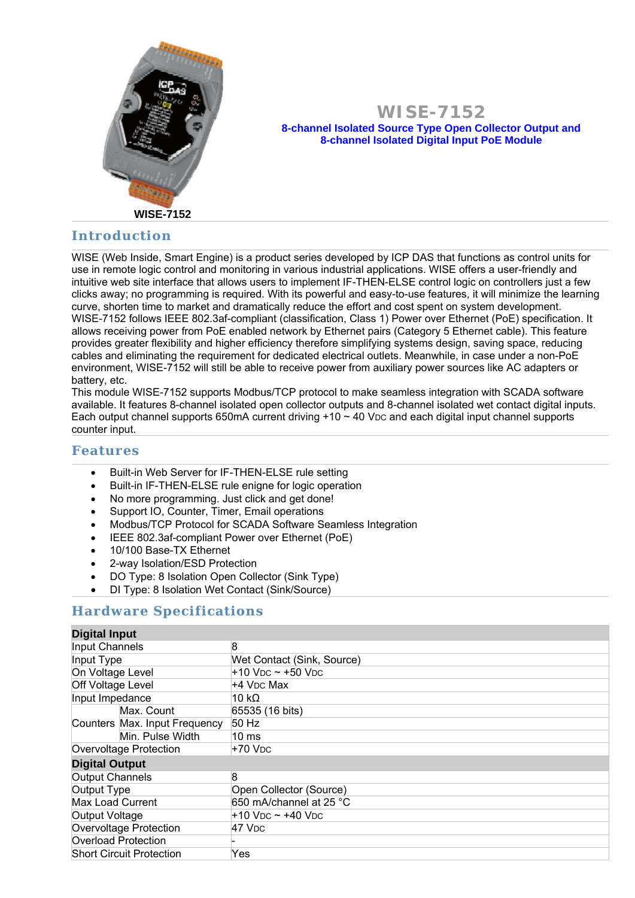WISE-7152

# WISE-7152

**8-channel Isolated Source Type Open Collector Output and 8-channel Isolated Digital Input PoE Module**

## Introduction

WISE (Web Inside, Smart Engine) is a product series developed by ICP DAS that functions as control units for use in remote logic control and monitoring in various industrial applications. WISE offers a user-friendly and intuitive web site interface that allows users to implement IF-THEN-ELSE control logic on controllers just a few clicks away; no programming is required. With its powerful and easy-to-use features, it will minimize the learning curve, shorten time to market and dramatically reduce the effort and cost spent on system development.
WISE-7152 follows IEEE 802.3af-compliant (classification, Class 1) Power over Ethernet (PoE) specification. It allows receiving power from PoE enabled network by Ethernet pairs (Category 5 Ethernet cable). This feature provides greater flexibility and higher efficiency therefore simplifying systems design, saving space, reducing cables and eliminating the requirement for dedicated electrical outlets. Meanwhile, in case under a non-PoE environment, WISE-7152 will still be able to receive power from auxiliary power sources like AC adapters or battery, etc.
This module WISE-7152 supports Modbus/TCP protocol to make seamless integration with SCADA software available. It features 8-channel isolated open collector outputs and 8-channel isolated wet contact digital inputs. Each output channel supports 650mA current driving +10 ~ 40 VDC and each digital input channel supports counter input.

## Features

- Built-in Web Server for IF-THEN-ELSE rule setting
- Built-in IF-THEN-ELSE rule enigne for logic operation
- No more programming. Just click and get done!
- Support IO, Counter, Timer, Email operations
- Modbus/TCP Protocol for SCADA Software Seamless Integration
- IEEE 802.3af-compliant Power over Ethernet (PoE)
- 10/100 Base-TX Ethernet
- 2-way Isolation/ESD Protection
- DO Type: 8 Isolation Open Collector (Sink Type)
- DI Type: 8 Isolation Wet Contact (Sink/Source)

## Hardware Specifications

| **Digital Input** | | |
|---|---|---|
| Input Channels | | 8 |
| Input Type | | Wet Contact (Sink, Source) |
| On Voltage Level | | +10 VDC ~ +50 VDC |
| Off Voltage Level | | +4 VDC Max |
| Input Impedance | | 10 kΩ |
| Counters | Max. Count | 65535 (16 bits) |
| | Max. Input Frequency | 50 Hz |
| | Min. Pulse Width | 10 ms |
| Overvoltage Protection | | +70 VDC |
| **Digital Output** | | |
| Output Channels | | 8 |
| Output Type | | Open Collector (Source) |
| Max Load Current | | 650 mA/channel at 25 °C |
| Output Voltage | | +10 VDC ~ +40 VDC |
| Overvoltage Protection | | 47 VDC |
| Overload Protection | | - |
| Short Circuit Protection | | Yes |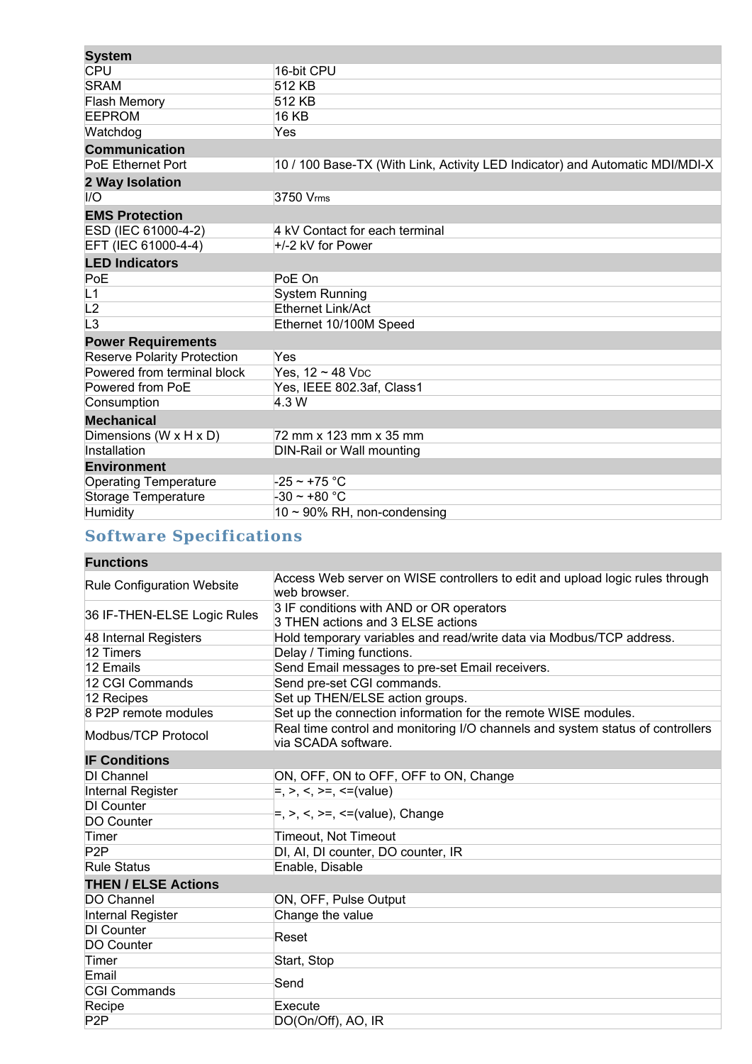| | |
|---|---|
| **System** | |
| CPU | 16-bit CPU |
| SRAM | 512 KB |
| Flash Memory | 512 KB |
| EEPROM | 16 KB |
| Watchdog | Yes |
| **Communication** | |
| PoE Ethernet Port | 10 / 100 Base-TX (With Link, Activity LED Indicator) and Automatic MDI/MDI-X |
| **2 Way Isolation** | |
| I/O | 3750 $V_{rms}$ |
| **EMS Protection** | |
| ESD (IEC 61000-4-2) | 4 kV Contact for each terminal |
| EFT (IEC 61000-4-4) | +/-2 kV for Power |
| **LED Indicators** | |
| PoE | PoE On |
| L1 | System Running |
| L2 | Ethernet Link/Act |
| L3 | Ethernet 10/100M Speed |
| **Power Requirements** | |
| Reserve Polarity Protection | Yes |
| Powered from terminal block | Yes, 12 ~ 48 $V_{DC}$ |
| Powered from PoE | Yes, IEEE 802.3af, Class1 |
| Consumption | 4.3 W |
| **Mechanical** | |
| Dimensions (W x H x D) | 72 mm x 123 mm x 35 mm |
| Installation | DIN-Rail or Wall mounting |
| **Environment** | |
| Operating Temperature | -25 ~ +75 °C |
| Storage Temperature | -30 ~ +80 °C |
| Humidity | 10 ~ 90% RH, non-condensing |

## Software Specifications

| | |
|---|---|
| **Functions** | |
| Rule Configuration Website | Access Web server on WISE controllers to edit and upload logic rules through web browser. |
| 36 IF-THEN-ELSE Logic Rules | 3 IF conditions with AND or OR operators<br>3 THEN actions and 3 ELSE actions |
| 48 Internal Registers | Hold temporary variables and read/write data via Modbus/TCP address. |
| 12 Timers | Delay / Timing functions. |
| 12 Emails | Send Email messages to pre-set Email receivers. |
| 12 CGI Commands | Send pre-set CGI commands. |
| 12 Recipes | Set up THEN/ELSE action groups. |
| 8 P2P remote modules | Set up the connection information for the remote WISE modules. |
| Modbus/TCP Protocol | Real time control and monitoring I/O channels and system status of controllers via SCADA software. |
| **IF Conditions** | |
| DI Channel | ON, OFF, ON to OFF, OFF to ON, Change |
| Internal Register | =, >, <, >=, <=(value) |
| DI Counter<br>DO Counter | =, >, <, >=, <=(value), Change |
| Timer | Timeout, Not Timeout |
| P2P | DI, AI, DI counter, DO counter, IR |
| Rule Status | Enable, Disable |
| **THEN / ELSE Actions** | |
| DO Channel | ON, OFF, Pulse Output |
| Internal Register | Change the value |
| DI Counter<br>DO Counter | Reset |
| Timer | Start, Stop |
| Email<br>CGI Commands | Send |
| Recipe | Execute |
| P2P | DO(On/Off), AO, IR |